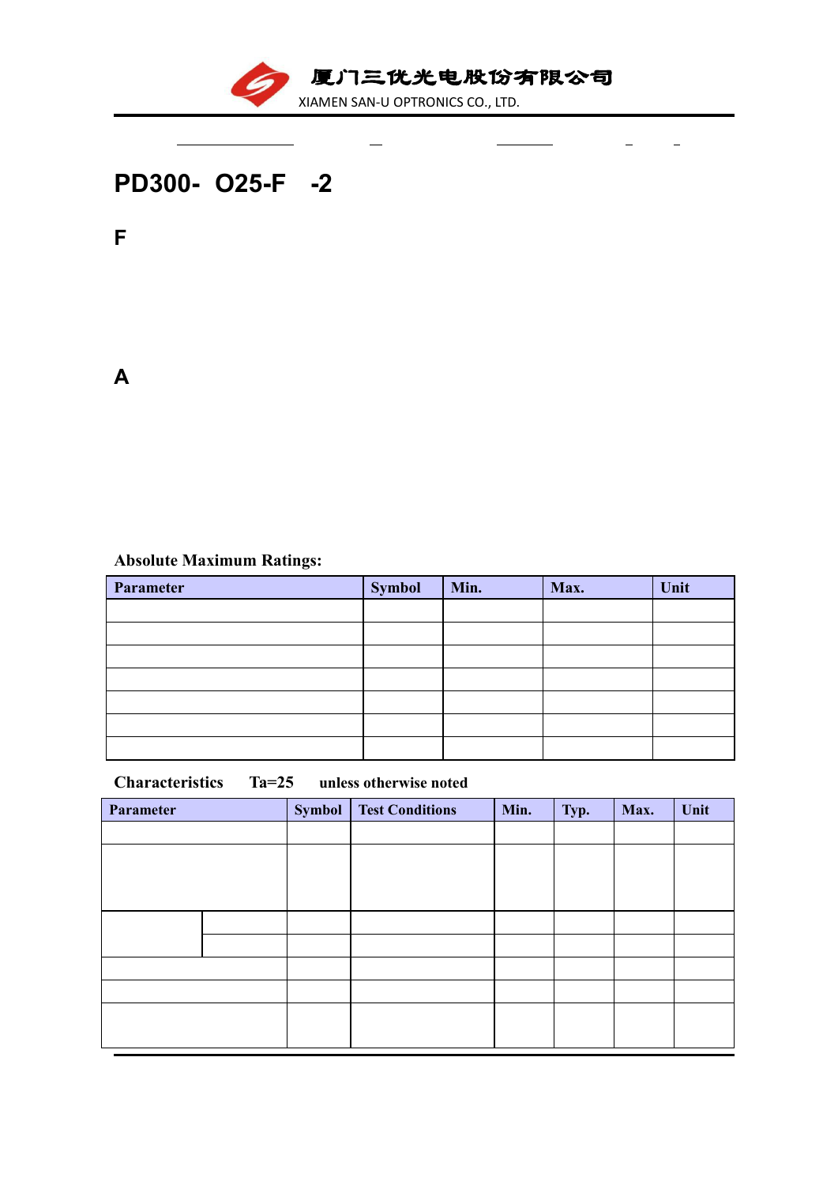# 厦门三优光电股份有限公司

XIAMEN SAN-U OPTRONICS CO., LTD.

## PD300- O25-F -2

### F

### A

**Absolute Maximum Ratings:**

| Parameter | Symbol | Min. | Max. | Unit |
|---|---|---|---|---|
| | | | | |
| | | | | |
| | | | | |
| | | | | |
| | | | | |
| | | | | |
| | | | | |

**Characteristics Ta=25 unless otherwise noted**

| Parameter | | Symbol | Test Conditions | Min. | Typ. | Max. | Unit |
|---|---|---|---|---|---|---|---|
| | | | | | | | |
| | | | | | | | |
| | | | | | | | |
| | | | | | | | |
| | | | | | | | |
| | | | | | | | |
| | | | | | | | |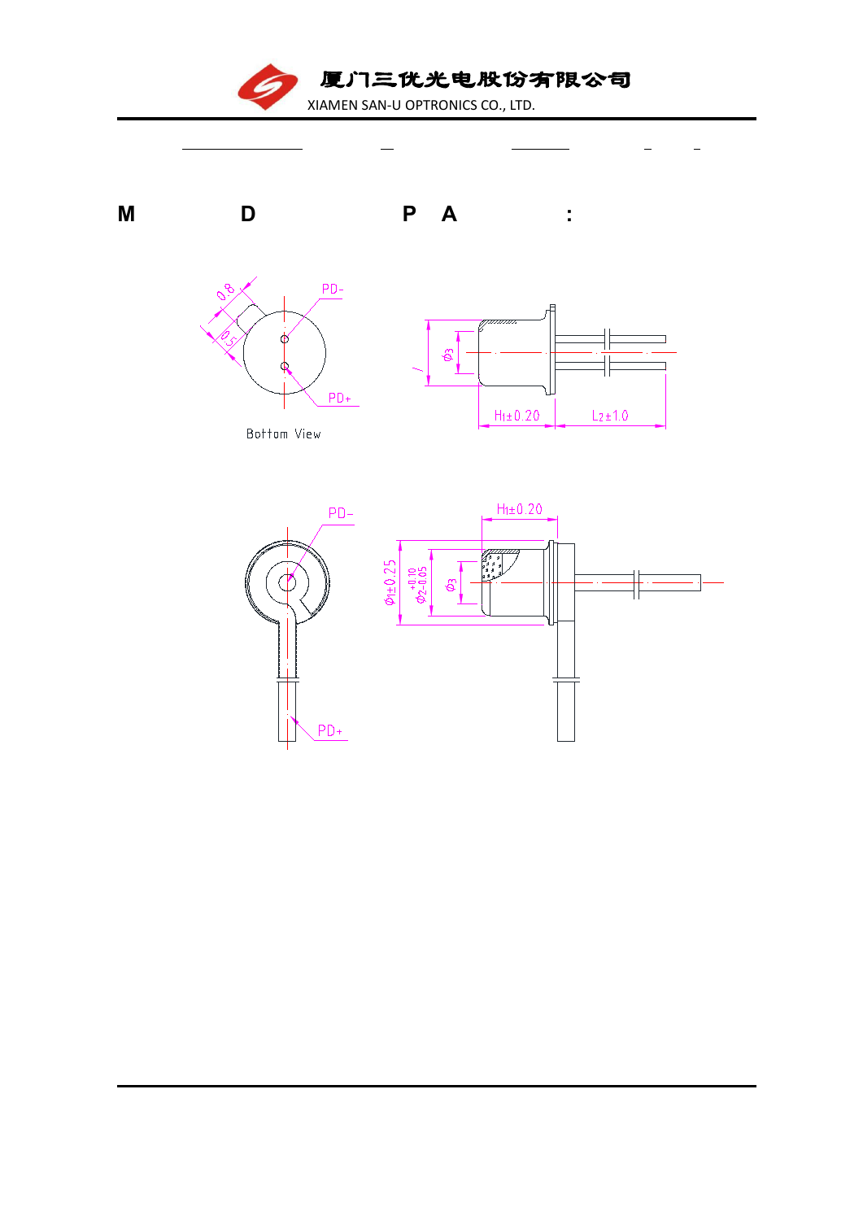**M D P A :**

PD-

0.8

PD+

Bottom View

$\phi 3$

$H_1 \pm 0.20$

$L_2 \pm 1.0$

PD-

PD+

$H_1 \pm 0.20$

$\phi_1 \pm 0.25$

$\phi_2{}^{+0.10}_{-0.05}$

$\phi 3$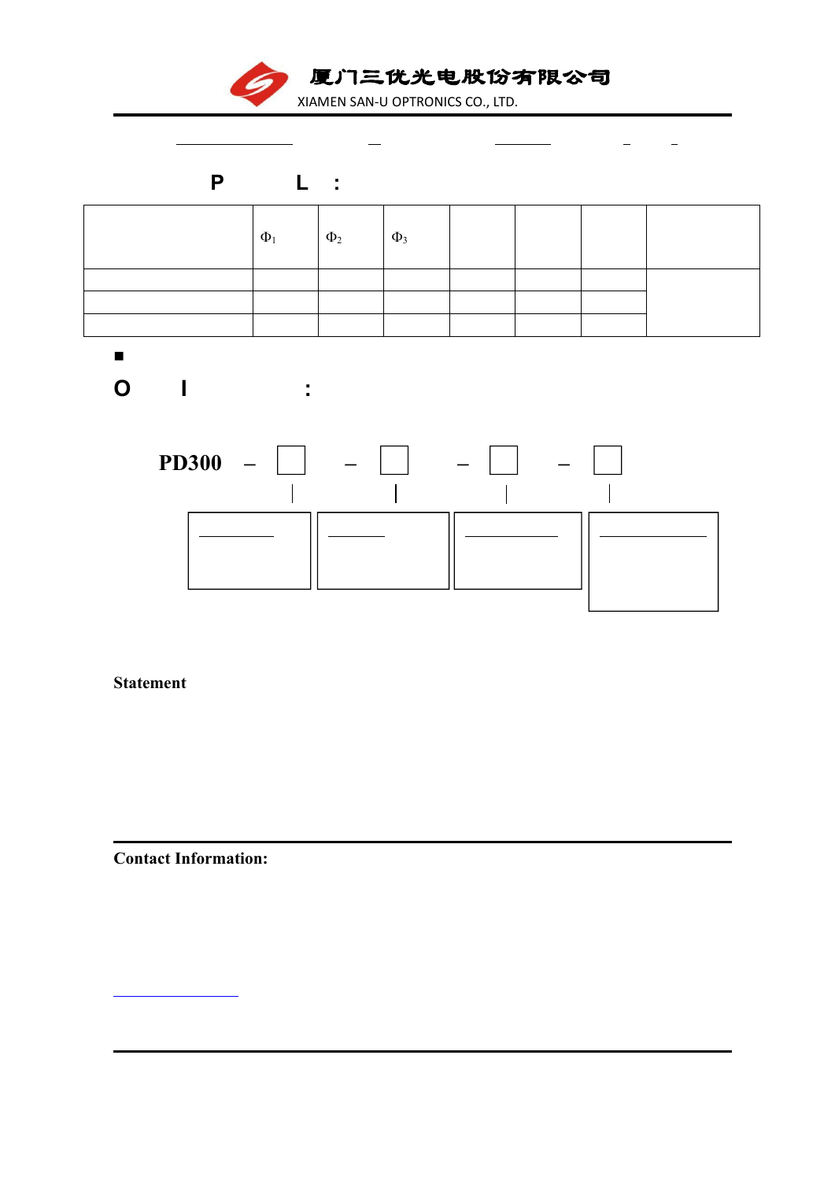厦门三优光电股份有限公司

XIAMEN SAN-U OPTRONICS CO., LTD.

**P L :**

| | $\Phi_1$ | $\Phi_2$ | $\Phi_3$ | | | | |
|---|---|---|---|---|---|---|---|
| | | | | | | | |
| | | | | | | | |
| | | | | | | | |

■

**O I :**

**PD300** – ☐ – ☐ – ☐ – ☐

**Statement**

**Contact Information:**